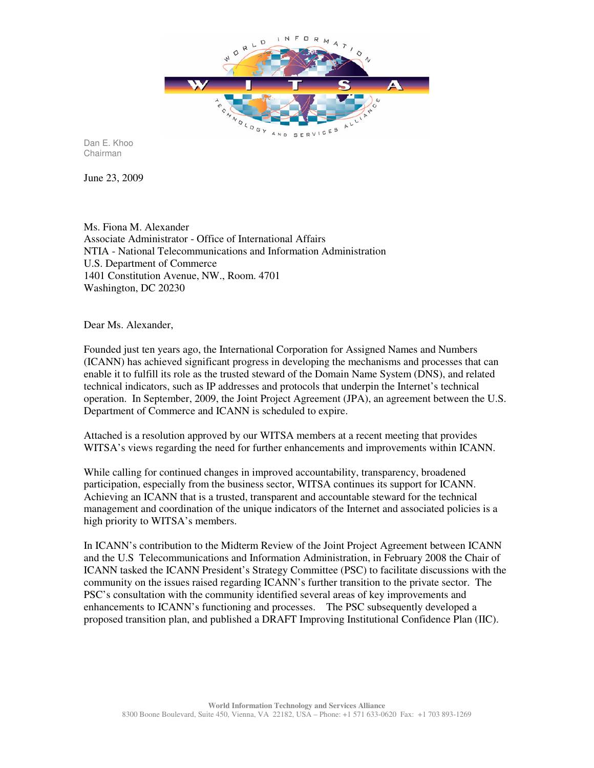Dan E. Khoo
Chairman

June 23, 2009

Ms. Fiona M. Alexander
Associate Administrator - Office of International Affairs
NTIA - National Telecommunications and Information Administration
U.S. Department of Commerce
1401 Constitution Avenue, NW., Room. 4701
Washington, DC 20230

Dear Ms. Alexander,

Founded just ten years ago, the International Corporation for Assigned Names and Numbers (ICANN) has achieved significant progress in developing the mechanisms and processes that can enable it to fulfill its role as the trusted steward of the Domain Name System (DNS), and related technical indicators, such as IP addresses and protocols that underpin the Internet's technical operation. In September, 2009, the Joint Project Agreement (JPA), an agreement between the U.S. Department of Commerce and ICANN is scheduled to expire.

Attached is a resolution approved by our WITSA members at a recent meeting that provides WITSA's views regarding the need for further enhancements and improvements within ICANN.

While calling for continued changes in improved accountability, transparency, broadened participation, especially from the business sector, WITSA continues its support for ICANN. Achieving an ICANN that is a trusted, transparent and accountable steward for the technical management and coordination of the unique indicators of the Internet and associated policies is a high priority to WITSA's members.

In ICANN's contribution to the Midterm Review of the Joint Project Agreement between ICANN and the U.S Telecommunications and Information Administration, in February 2008 the Chair of ICANN tasked the ICANN President's Strategy Committee (PSC) to facilitate discussions with the community on the issues raised regarding ICANN's further transition to the private sector. The PSC's consultation with the community identified several areas of key improvements and enhancements to ICANN's functioning and processes. The PSC subsequently developed a proposed transition plan, and published a DRAFT Improving Institutional Confidence Plan (IIC).

World Information Technology and Services Alliance
8300 Boone Boulevard, Suite 450, Vienna, VA 22182, USA – Phone: +1 571 633-0620 Fax: +1 703 893-1269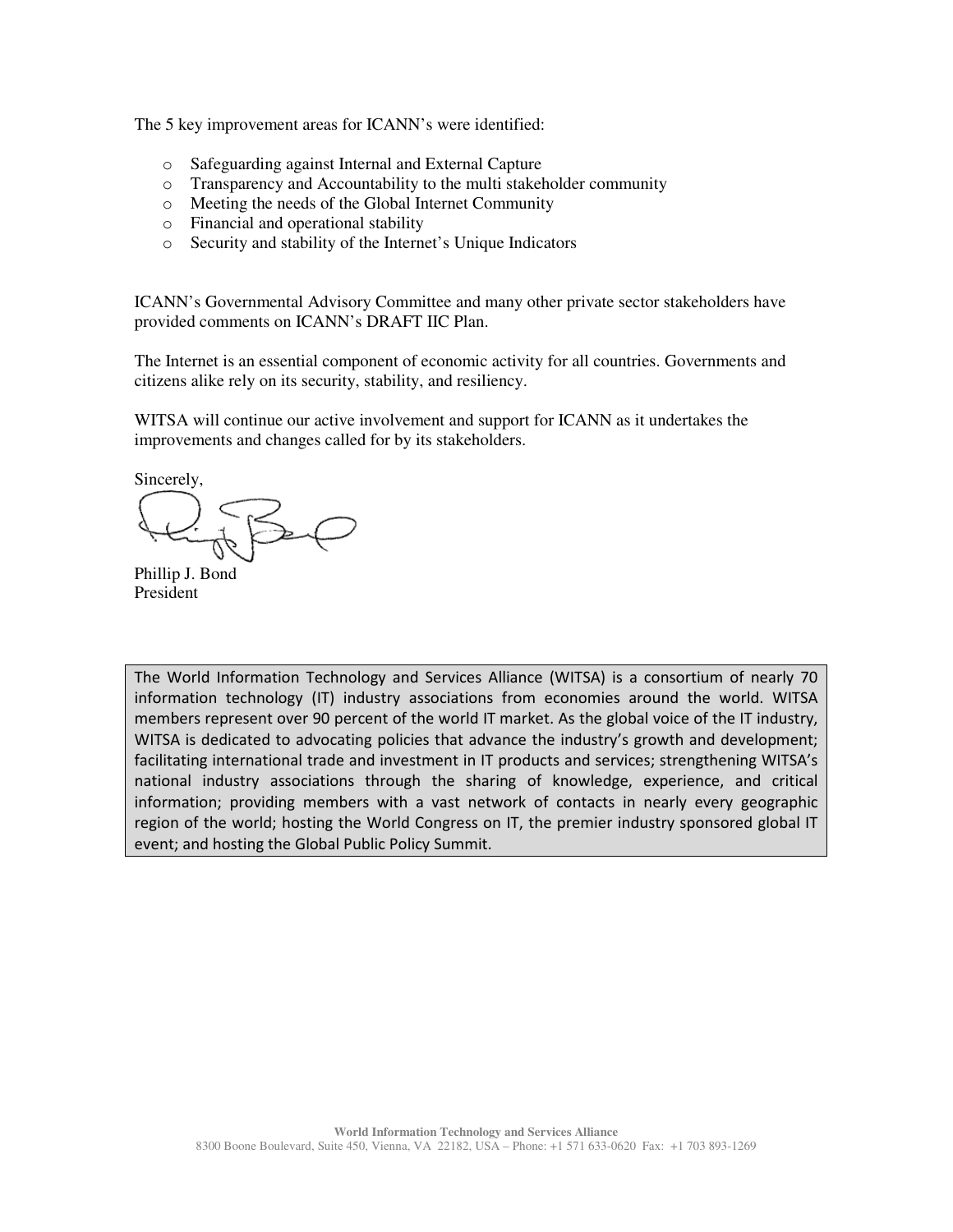The 5 key improvement areas for ICANN's were identified:

- Safeguarding against Internal and External Capture
- Transparency and Accountability to the multi stakeholder community
- Meeting the needs of the Global Internet Community
- Financial and operational stability
- Security and stability of the Internet's Unique Indicators

ICANN's Governmental Advisory Committee and many other private sector stakeholders have provided comments on ICANN's DRAFT IIC Plan.

The Internet is an essential component of economic activity for all countries. Governments and citizens alike rely on its security, stability, and resiliency.

WITSA will continue our active involvement and support for ICANN as it undertakes the improvements and changes called for by its stakeholders.

Sincerely,

Phillip J. Bond
President

The World Information Technology and Services Alliance (WITSA) is a consortium of nearly 70 information technology (IT) industry associations from economies around the world. WITSA members represent over 90 percent of the world IT market. As the global voice of the IT industry, WITSA is dedicated to advocating policies that advance the industry's growth and development; facilitating international trade and investment in IT products and services; strengthening WITSA's national industry associations through the sharing of knowledge, experience, and critical information; providing members with a vast network of contacts in nearly every geographic region of the world; hosting the World Congress on IT, the premier industry sponsored global IT event; and hosting the Global Public Policy Summit.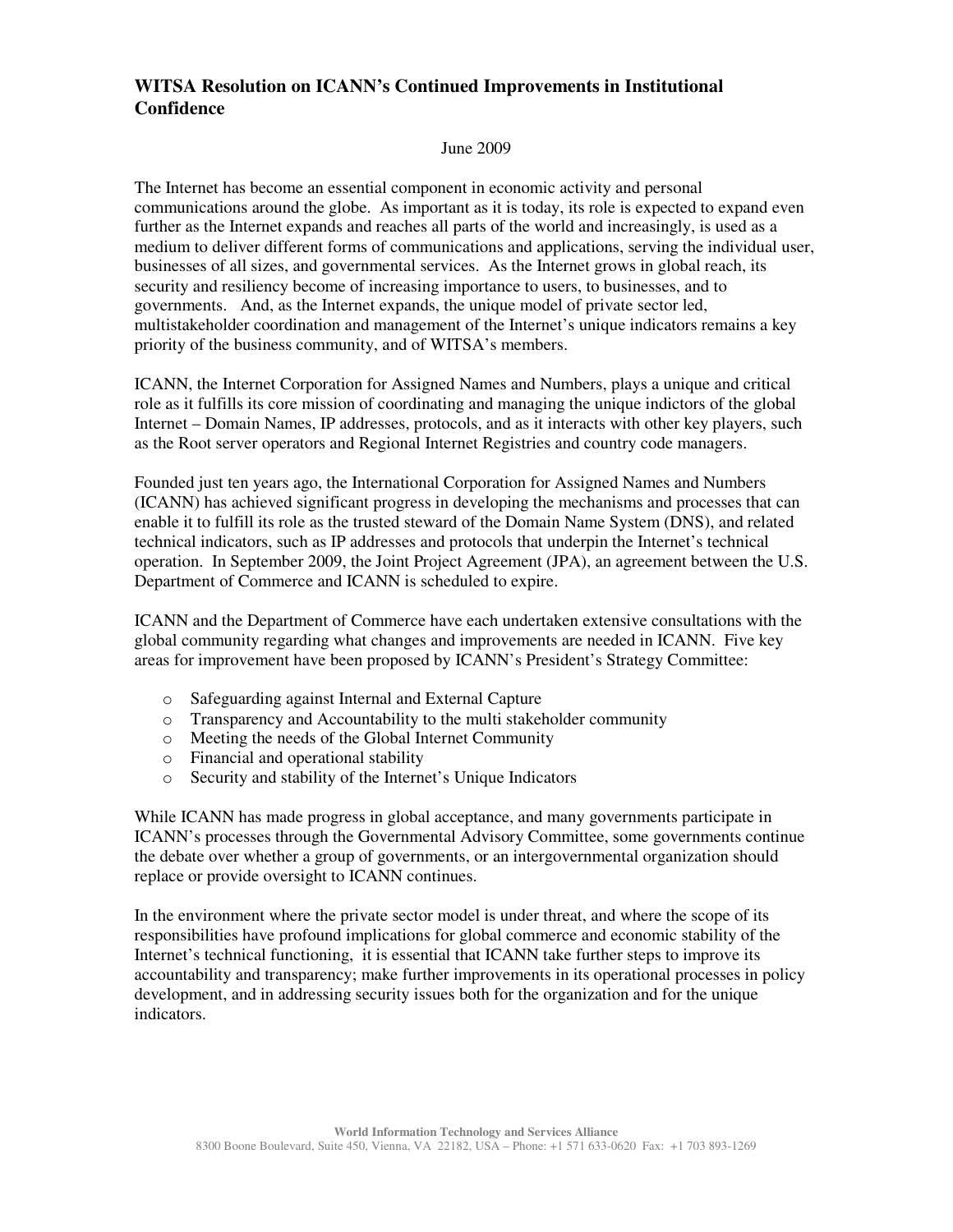## WITSA Resolution on ICANN's Continued Improvements in Institutional Confidence

June 2009

The Internet has become an essential component in economic activity and personal communications around the globe. As important as it is today, its role is expected to expand even further as the Internet expands and reaches all parts of the world and increasingly, is used as a medium to deliver different forms of communications and applications, serving the individual user, businesses of all sizes, and governmental services. As the Internet grows in global reach, its security and resiliency become of increasing importance to users, to businesses, and to governments. And, as the Internet expands, the unique model of private sector led, multistakeholder coordination and management of the Internet's unique indicators remains a key priority of the business community, and of WITSA's members.

ICANN, the Internet Corporation for Assigned Names and Numbers, plays a unique and critical role as it fulfills its core mission of coordinating and managing the unique indictors of the global Internet – Domain Names, IP addresses, protocols, and as it interacts with other key players, such as the Root server operators and Regional Internet Registries and country code managers.

Founded just ten years ago, the International Corporation for Assigned Names and Numbers (ICANN) has achieved significant progress in developing the mechanisms and processes that can enable it to fulfill its role as the trusted steward of the Domain Name System (DNS), and related technical indicators, such as IP addresses and protocols that underpin the Internet's technical operation. In September 2009, the Joint Project Agreement (JPA), an agreement between the U.S. Department of Commerce and ICANN is scheduled to expire.

ICANN and the Department of Commerce have each undertaken extensive consultations with the global community regarding what changes and improvements are needed in ICANN. Five key areas for improvement have been proposed by ICANN's President's Strategy Committee:

- Safeguarding against Internal and External Capture
- Transparency and Accountability to the multi stakeholder community
- Meeting the needs of the Global Internet Community
- Financial and operational stability
- Security and stability of the Internet's Unique Indicators

While ICANN has made progress in global acceptance, and many governments participate in ICANN's processes through the Governmental Advisory Committee, some governments continue the debate over whether a group of governments, or an intergovernmental organization should replace or provide oversight to ICANN continues.

In the environment where the private sector model is under threat, and where the scope of its responsibilities have profound implications for global commerce and economic stability of the Internet's technical functioning, it is essential that ICANN take further steps to improve its accountability and transparency; make further improvements in its operational processes in policy development, and in addressing security issues both for the organization and for the unique indicators.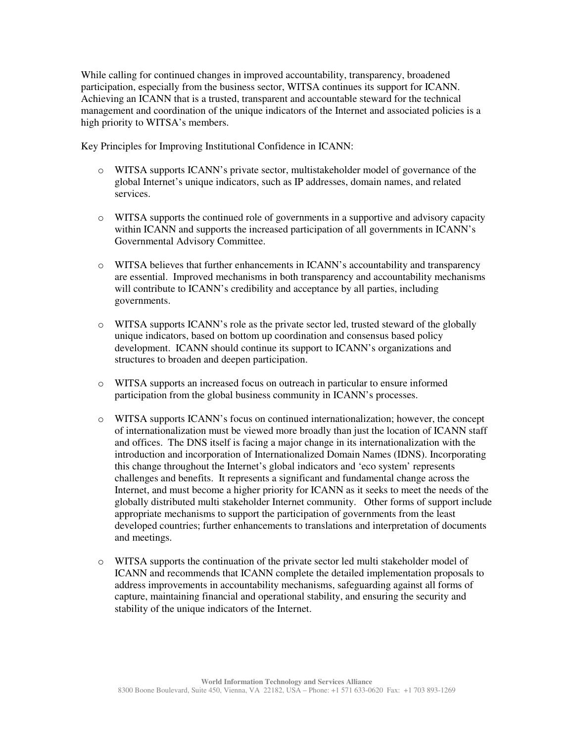While calling for continued changes in improved accountability, transparency, broadened participation, especially from the business sector, WITSA continues its support for ICANN. Achieving an ICANN that is a trusted, transparent and accountable steward for the technical management and coordination of the unique indicators of the Internet and associated policies is a high priority to WITSA's members.

Key Principles for Improving Institutional Confidence in ICANN:

- WITSA supports ICANN's private sector, multistakeholder model of governance of the global Internet's unique indicators, such as IP addresses, domain names, and related services.

- WITSA supports the continued role of governments in a supportive and advisory capacity within ICANN and supports the increased participation of all governments in ICANN's Governmental Advisory Committee.

- WITSA believes that further enhancements in ICANN's accountability and transparency are essential. Improved mechanisms in both transparency and accountability mechanisms will contribute to ICANN's credibility and acceptance by all parties, including governments.

- WITSA supports ICANN's role as the private sector led, trusted steward of the globally unique indicators, based on bottom up coordination and consensus based policy development. ICANN should continue its support to ICANN's organizations and structures to broaden and deepen participation.

- WITSA supports an increased focus on outreach in particular to ensure informed participation from the global business community in ICANN's processes.

- WITSA supports ICANN's focus on continued internationalization; however, the concept of internationalization must be viewed more broadly than just the location of ICANN staff and offices. The DNS itself is facing a major change in its internationalization with the introduction and incorporation of Internationalized Domain Names (IDNS). Incorporating this change throughout the Internet's global indicators and 'eco system' represents challenges and benefits. It represents a significant and fundamental change across the Internet, and must become a higher priority for ICANN as it seeks to meet the needs of the globally distributed multi stakeholder Internet community. Other forms of support include appropriate mechanisms to support the participation of governments from the least developed countries; further enhancements to translations and interpretation of documents and meetings.

- WITSA supports the continuation of the private sector led multi stakeholder model of ICANN and recommends that ICANN complete the detailed implementation proposals to address improvements in accountability mechanisms, safeguarding against all forms of capture, maintaining financial and operational stability, and ensuring the security and stability of the unique indicators of the Internet.